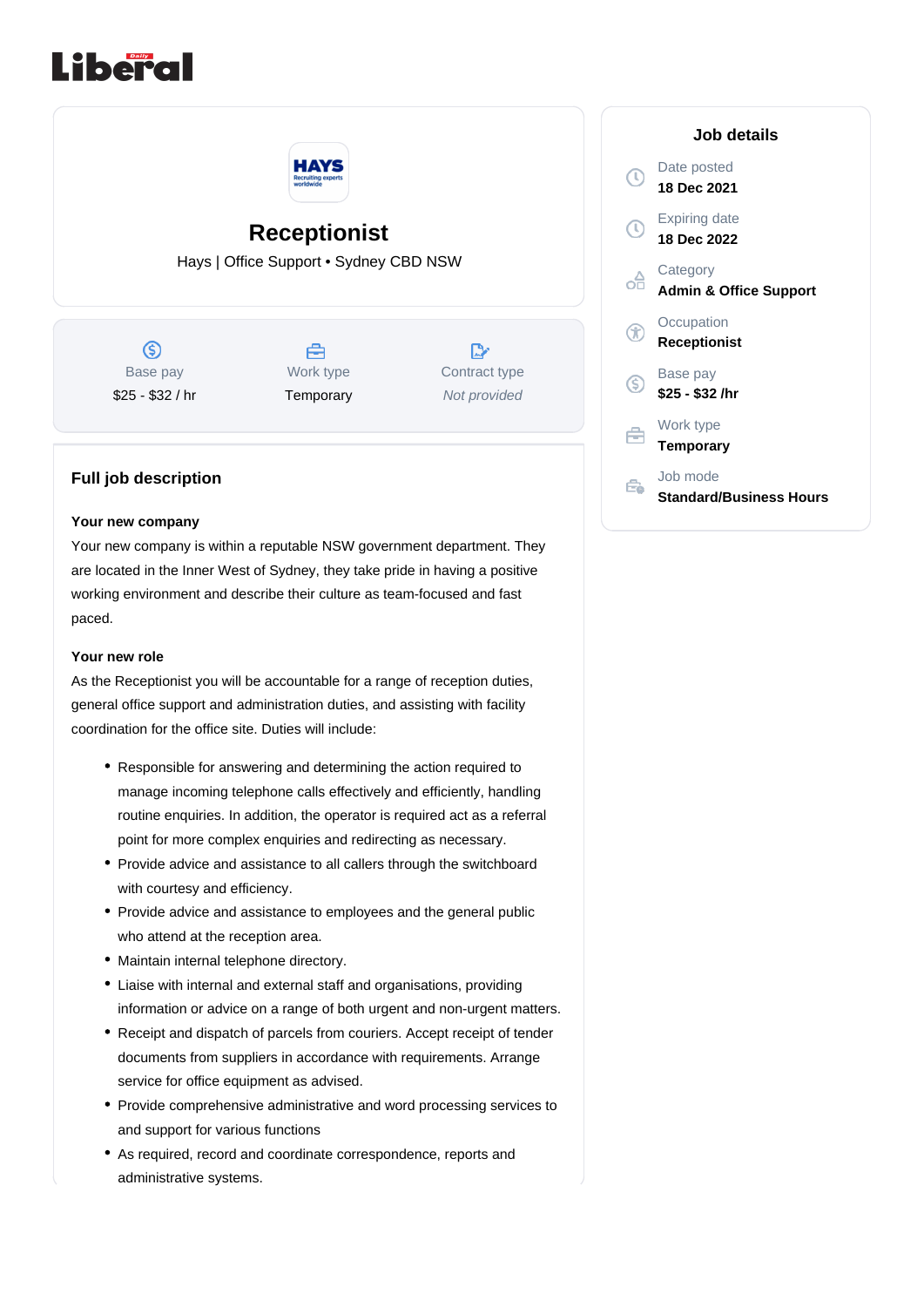# Receptionist

Hays | Office Support • Sydney CBD NSW

| Base pay | Work type | Contract type |
|---|---|---|
| $25 - $32 / hr | Temporary | *Not provided* |

## Job details

Date posted
**18 Dec 2021**

Expiring date
**18 Dec 2022**

Category
**Admin & Office Support**

Occupation
**Receptionist**

Base pay
**$25 - $32 /hr**

Work type
**Temporary**

Job mode
**Standard/Business Hours**

## Full job description

**Your new company**

Your new company is within a reputable NSW government department. They are located in the Inner West of Sydney, they take pride in having a positive working environment and describe their culture as team-focused and fast paced.

**Your new role**

As the Receptionist you will be accountable for a range of reception duties, general office support and administration duties, and assisting with facility coordination for the office site. Duties will include:

- Responsible for answering and determining the action required to manage incoming telephone calls effectively and efficiently, handling routine enquiries. In addition, the operator is required act as a referral point for more complex enquiries and redirecting as necessary.
- Provide advice and assistance to all callers through the switchboard with courtesy and efficiency.
- Provide advice and assistance to employees and the general public who attend at the reception area.
- Maintain internal telephone directory.
- Liaise with internal and external staff and organisations, providing information or advice on a range of both urgent and non-urgent matters.
- Receipt and dispatch of parcels from couriers. Accept receipt of tender documents from suppliers in accordance with requirements. Arrange service for office equipment as advised.
- Provide comprehensive administrative and word processing services to and support for various functions
- As required, record and coordinate correspondence, reports and administrative systems.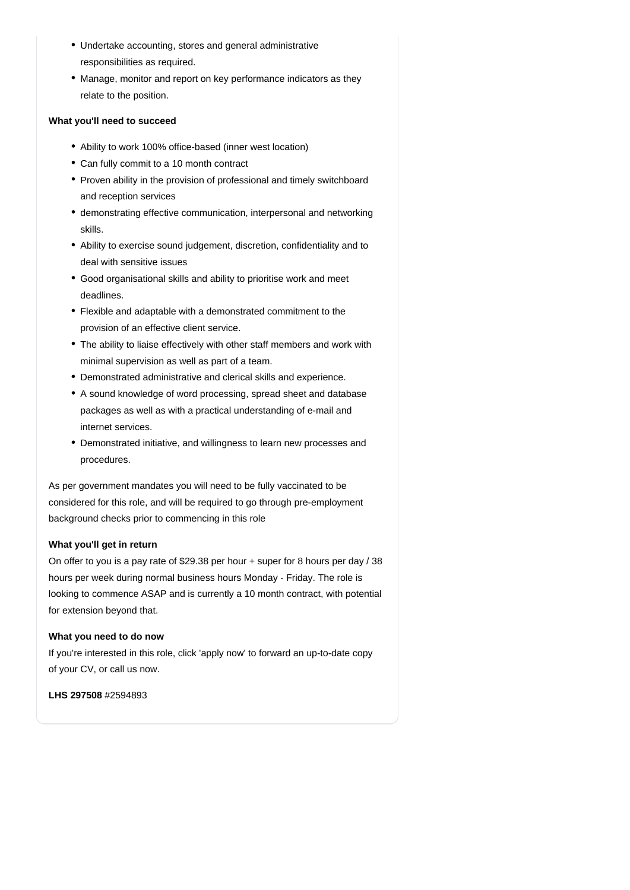- Undertake accounting, stores and general administrative responsibilities as required.
- Manage, monitor and report on key performance indicators as they relate to the position.

**What you'll need to succeed**

- Ability to work 100% office-based (inner west location)
- Can fully commit to a 10 month contract
- Proven ability in the provision of professional and timely switchboard and reception services
- demonstrating effective communication, interpersonal and networking skills.
- Ability to exercise sound judgement, discretion, confidentiality and to deal with sensitive issues
- Good organisational skills and ability to prioritise work and meet deadlines.
- Flexible and adaptable with a demonstrated commitment to the provision of an effective client service.
- The ability to liaise effectively with other staff members and work with minimal supervision as well as part of a team.
- Demonstrated administrative and clerical skills and experience.
- A sound knowledge of word processing, spread sheet and database packages as well as with a practical understanding of e-mail and internet services.
- Demonstrated initiative, and willingness to learn new processes and procedures.

As per government mandates you will need to be fully vaccinated to be considered for this role, and will be required to go through pre-employment background checks prior to commencing in this role

**What you'll get in return**

On offer to you is a pay rate of $29.38 per hour + super for 8 hours per day / 38 hours per week during normal business hours Monday - Friday. The role is looking to commence ASAP and is currently a 10 month contract, with potential for extension beyond that.

**What you need to do now**

If you're interested in this role, click 'apply now' to forward an up-to-date copy of your CV, or call us now.

**LHS 297508** #2594893